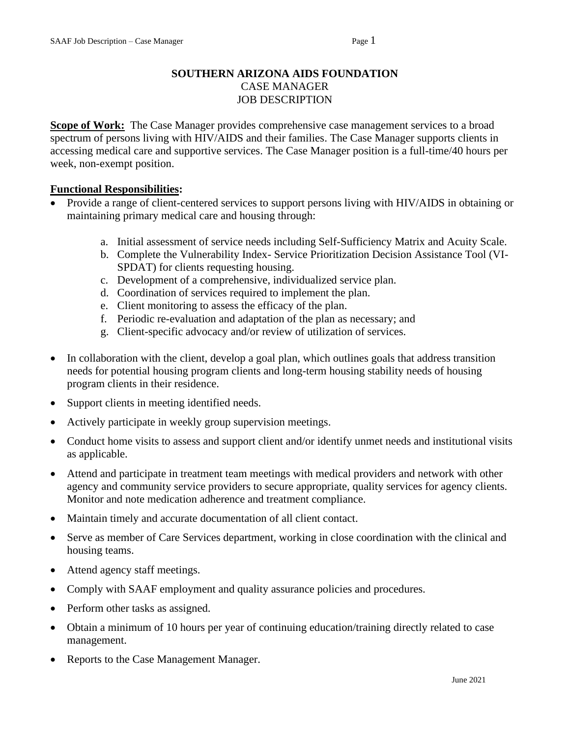# SOUTHERN ARIZONA AIDS FOUNDATION

## CASE MANAGER

## JOB DESCRIPTION

**Scope of Work:** The Case Manager provides comprehensive case management services to a broad spectrum of persons living with HIV/AIDS and their families. The Case Manager supports clients in accessing medical care and supportive services. The Case Manager position is a full-time/40 hours per week, non-exempt position.

**Functional Responsibilities:**

- Provide a range of client-centered services to support persons living with HIV/AIDS in obtaining or maintaining primary medical care and housing through:
  a. Initial assessment of service needs including Self-Sufficiency Matrix and Acuity Scale.
  b. Complete the Vulnerability Index- Service Prioritization Decision Assistance Tool (VI-SPDAT) for clients requesting housing.
  c. Development of a comprehensive, individualized service plan.
  d. Coordination of services required to implement the plan.
  e. Client monitoring to assess the efficacy of the plan.
  f. Periodic re-evaluation and adaptation of the plan as necessary; and
  g. Client-specific advocacy and/or review of utilization of services.
- In collaboration with the client, develop a goal plan, which outlines goals that address transition needs for potential housing program clients and long-term housing stability needs of housing program clients in their residence.
- Support clients in meeting identified needs.
- Actively participate in weekly group supervision meetings.
- Conduct home visits to assess and support client and/or identify unmet needs and institutional visits as applicable.
- Attend and participate in treatment team meetings with medical providers and network with other agency and community service providers to secure appropriate, quality services for agency clients. Monitor and note medication adherence and treatment compliance.
- Maintain timely and accurate documentation of all client contact.
- Serve as member of Care Services department, working in close coordination with the clinical and housing teams.
- Attend agency staff meetings.
- Comply with SAAF employment and quality assurance policies and procedures.
- Perform other tasks as assigned.
- Obtain a minimum of 10 hours per year of continuing education/training directly related to case management.
- Reports to the Case Management Manager.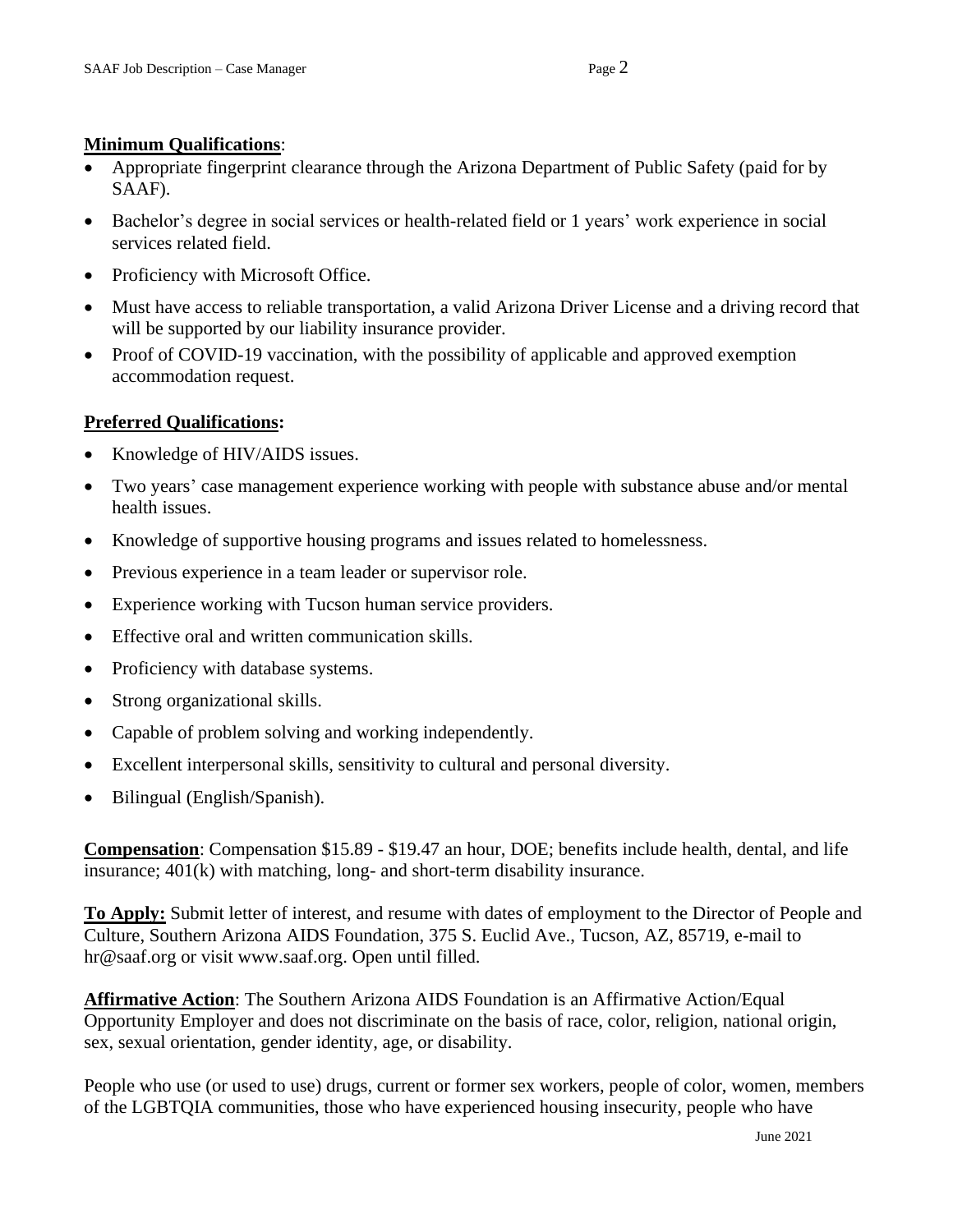**Minimum Qualifications**:

- Appropriate fingerprint clearance through the Arizona Department of Public Safety (paid for by SAAF).
- Bachelor's degree in social services or health-related field or 1 years' work experience in social services related field.
- Proficiency with Microsoft Office.
- Must have access to reliable transportation, a valid Arizona Driver License and a driving record that will be supported by our liability insurance provider.
- Proof of COVID-19 vaccination, with the possibility of applicable and approved exemption accommodation request.

**Preferred Qualifications:**

- Knowledge of HIV/AIDS issues.
- Two years' case management experience working with people with substance abuse and/or mental health issues.
- Knowledge of supportive housing programs and issues related to homelessness.
- Previous experience in a team leader or supervisor role.
- Experience working with Tucson human service providers.
- Effective oral and written communication skills.
- Proficiency with database systems.
- Strong organizational skills.
- Capable of problem solving and working independently.
- Excellent interpersonal skills, sensitivity to cultural and personal diversity.
- Bilingual (English/Spanish).

**Compensation**: Compensation $15.89 - $19.47 an hour, DOE; benefits include health, dental, and life insurance; 401(k) with matching, long- and short-term disability insurance.

**To Apply:** Submit letter of interest, and resume with dates of employment to the Director of People and Culture, Southern Arizona AIDS Foundation, 375 S. Euclid Ave., Tucson, AZ, 85719, e-mail to hr@saaf.org or visit www.saaf.org. Open until filled.

**Affirmative Action**: The Southern Arizona AIDS Foundation is an Affirmative Action/Equal Opportunity Employer and does not discriminate on the basis of race, color, religion, national origin, sex, sexual orientation, gender identity, age, or disability.

People who use (or used to use) drugs, current or former sex workers, people of color, women, members of the LGBTQIA communities, those who have experienced housing insecurity, people who have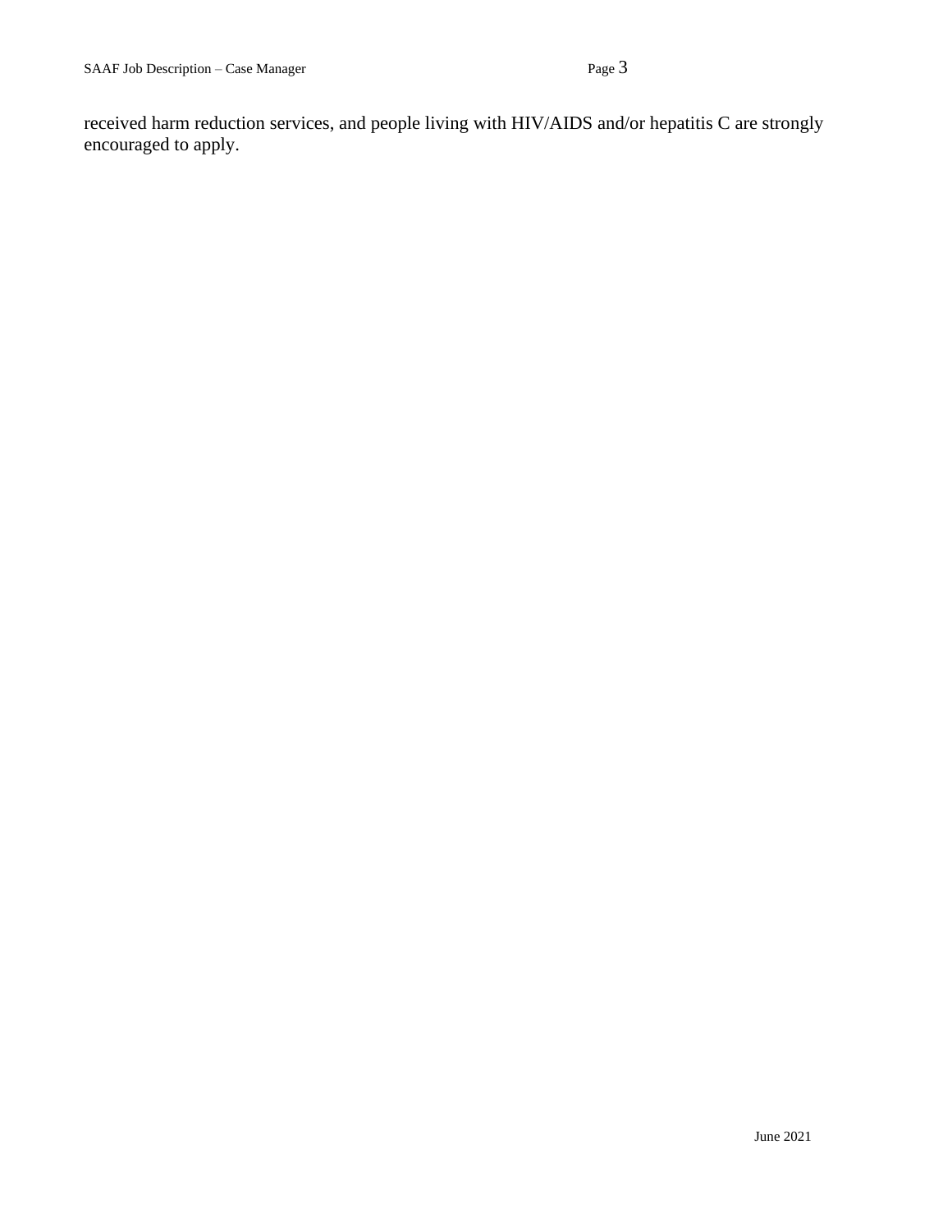received harm reduction services, and people living with HIV/AIDS and/or hepatitis C are strongly encouraged to apply.